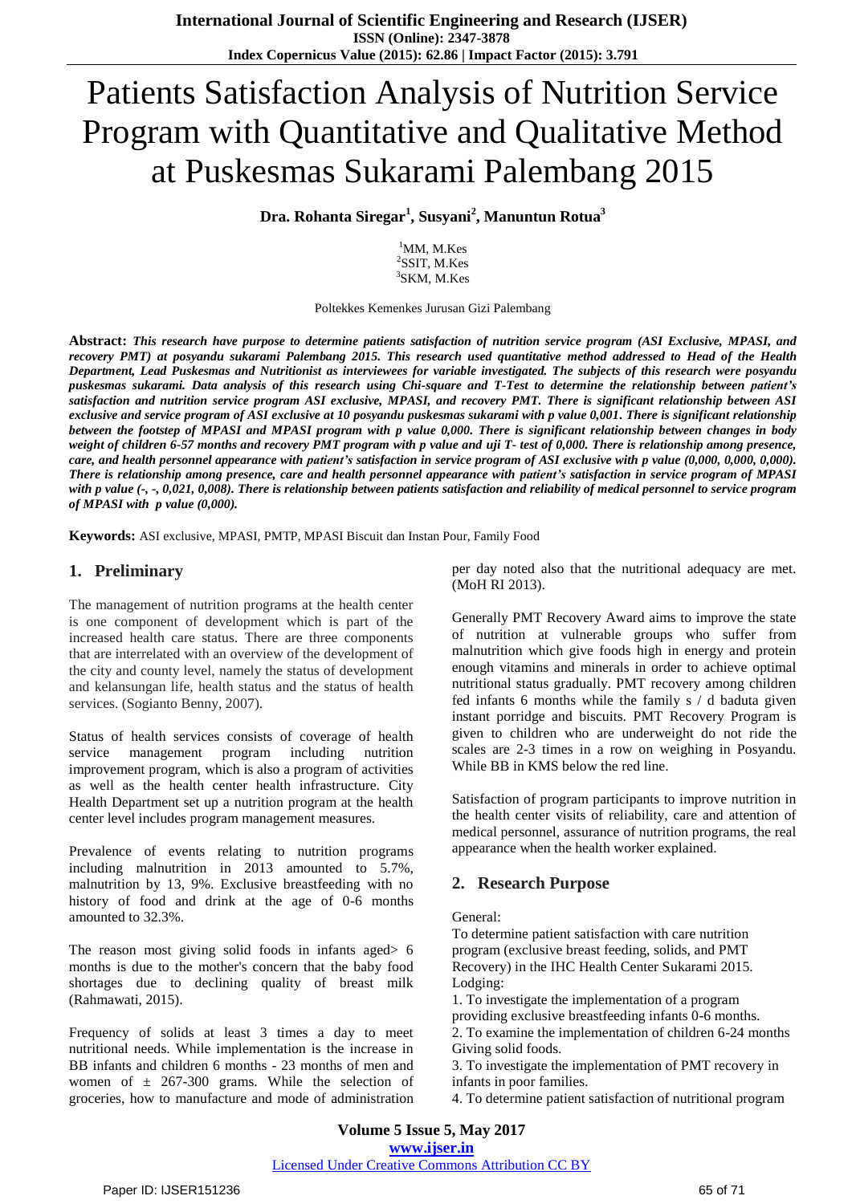# Patients Satisfaction Analysis of Nutrition Service Program with Quantitative and Qualitative Method at Puskesmas Sukarami Palembang 2015

**Dra. Rohanta Siregar[1], Susyani[2], Manuntun Rotua[3]**

[1]MM, M.Kes
[2]SSIT, M.Kes
[3]SKM, M.Kes

Poltekkes Kemenkes Jurusan Gizi Palembang

**Abstract:** ***This research have purpose to determine patients satisfaction of nutrition service program (ASI Exclusive, MPASI, and recovery PMT) at posyandu sukarami Palembang 2015. This research used quantitative method addressed to Head of the Health Department, Lead Puskesmas and Nutritionist as interviewees for variable investigated. The subjects of this research were posyandu puskesmas sukarami. Data analysis of this research using Chi-square and T-Test to determine the relationship between patient's satisfaction and nutrition service program ASI exclusive, MPASI, and recovery PMT. There is significant relationship between ASI exclusive and service program of ASI exclusive at 10 posyandu puskesmas sukarami with p value 0,001. There is significant relationship between the footstep of MPASI and MPASI program with p value 0,000. There is significant relationship between changes in body weight of children 6-57 months and recovery PMT program with p value and uji T- test of 0,000. There is relationship among presence, care, and health personnel appearance with patient's satisfaction in service program of ASI exclusive with p value (0,000, 0,000, 0,000). There is relationship among presence, care and health personnel appearance with patient's satisfaction in service program of MPASI with p value (-, -, 0,021, 0,008). There is relationship between patients satisfaction and reliability of medical personnel to service program of MPASI with p value (0,000).***

**Keywords:** ASI exclusive, MPASI, PMTP, MPASI Biscuit dan Instan Pour, Family Food

## 1. Preliminary

The management of nutrition programs at the health center is one component of development which is part of the increased health care status. There are three components that are interrelated with an overview of the development of the city and county level, namely the status of development and kelansungan life, health status and the status of health services. (Sogianto Benny, 2007).

Status of health services consists of coverage of health service management program including nutrition improvement program, which is also a program of activities as well as the health center health infrastructure. City Health Department set up a nutrition program at the health center level includes program management measures.

Prevalence of events relating to nutrition programs including malnutrition in 2013 amounted to 5.7%, malnutrition by 13, 9%. Exclusive breastfeeding with no history of food and drink at the age of 0-6 months amounted to 32.3%.

The reason most giving solid foods in infants aged> 6 months is due to the mother's concern that the baby food shortages due to declining quality of breast milk (Rahmawati, 2015).

Frequency of solids at least 3 times a day to meet nutritional needs. While implementation is the increase in BB infants and children 6 months - 23 months of men and women of ± 267-300 grams. While the selection of groceries, how to manufacture and mode of administration per day noted also that the nutritional adequacy are met. (MoH RI 2013).

Generally PMT Recovery Award aims to improve the state of nutrition at vulnerable groups who suffer from malnutrition which give foods high in energy and protein enough vitamins and minerals in order to achieve optimal nutritional status gradually. PMT recovery among children fed infants 6 months while the family s / d baduta given instant porridge and biscuits. PMT Recovery Program is given to children who are underweight do not ride the scales are 2-3 times in a row on weighing in Posyandu. While BB in KMS below the red line.

Satisfaction of program participants to improve nutrition in the health center visits of reliability, care and attention of medical personnel, assurance of nutrition programs, the real appearance when the health worker explained.

## 2. Research Purpose

General:
To determine patient satisfaction with care nutrition program (exclusive breast feeding, solids, and PMT Recovery) in the IHC Health Center Sukarami 2015.
Lodging:
1. To investigate the implementation of a program providing exclusive breastfeeding infants 0-6 months.
2. To examine the implementation of children 6-24 months Giving solid foods.
3. To investigate the implementation of PMT recovery in infants in poor families.
4. To determine patient satisfaction of nutritional program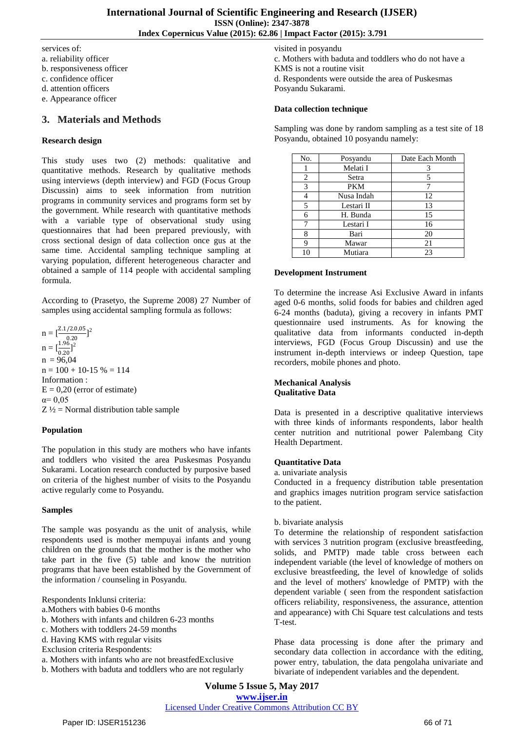services of:
a. reliability officer
b. responsiveness officer
c. confidence officer
d. attention officers
e. Appearance officer

## 3. Materials and Methods

### Research design

This study uses two (2) methods: qualitative and quantitative methods. Research by qualitative methods using interviews (depth interview) and FGD (Focus Group Discussin) aims to seek information from nutrition programs in community services and programs form set by the government. While research with quantitative methods with a variable type of observational study using questionnaires that had been prepared previously, with cross sectional design of data collection once gus at the same time. Accidental sampling technique sampling at varying population, different heterogeneous character and obtained a sample of 114 people with accidental sampling formula.

According to (Prasetyo, the Supreme 2008) 27 Number of samples using accidental sampling formula as follows:

$n = [\frac{Z.1/2.0,05}{0.20}]^2$
$n = [\frac{1.96}{0.20}]^2$
n = 96,04
n = 100 + 10-15 % = 114
Information :
E = 0,20 (error of estimate)
$\alpha$= 0,05
Z ½ = Normal distribution table sample

### Population

The population in this study are mothers who have infants and toddlers who visited the area Puskesmas Posyandu Sukarami. Location research conducted by purposive based on criteria of the highest number of visits to the Posyandu active regularly come to Posyandu.

### Samples

The sample was posyandu as the unit of analysis, while respondents used is mother mempuyai infants and young children on the grounds that the mother is the mother who take part in the five (5) table and know the nutrition programs that have been established by the Government of the information / counseling in Posyandu.

Respondents Inklunsi criteria:
a.Mothers with babies 0-6 months
b. Mothers with infants and children 6-23 months
c. Mothers with toddlers 24-59 months
d. Having KMS with regular visits
Exclusion criteria Respondents:
a. Mothers with infants who are not breastfedExclusive
b. Mothers with baduta and toddlers who are not regularly visited in posyandu
c. Mothers with baduta and toddlers who do not have a KMS is not a routine visit
d. Respondents were outside the area of Puskesmas Posyandu Sukarami.

### Data collection technique

Sampling was done by random sampling as a test site of 18 Posyandu, obtained 10 posyandu namely:

| No. | Posyandu | Date Each Month |
|---|---|---|
| 1 | Melati I | 3 |
| 2 | Setra | 5 |
| 3 | PKM | 7 |
| 4 | Nusa Indah | 12 |
| 5 | Lestari II | 13 |
| 6 | H. Bunda | 15 |
| 7 | Lestari I | 16 |
| 8 | Bari | 20 |
| 9 | Mawar | 21 |
| 10 | Mutiara | 23 |

### Development Instrument

To determine the increase Asi Exclusive Award in infants aged 0-6 months, solid foods for babies and children aged 6-24 months (baduta), giving a recovery in infants PMT questionnaire used instruments. As for knowing the qualitative data from informants conducted in-depth interviews, FGD (Focus Group Discussion) and use the instrument in-depth interviews or indeep Question, tape recorders, mobile phones and photo.

### Mechanical Analysis
### Qualitative Data

Data is presented in a descriptive qualitative interviews with three kinds of informants respondents, labor health center nutrition and nutritional power Palembang City Health Department.

### Quantitative Data

a. univariate analysis
Conducted in a frequency distribution table presentation and graphics images nutrition program service satisfaction to the patient.

b. bivariate analysis
To determine the relationship of respondent satisfaction with services 3 nutrition program (exclusive breastfeeding, solids, and PMTP) made table cross between each independent variable (the level of knowledge of mothers on exclusive breastfeeding, the level of knowledge of solids and the level of mothers' knowledge of PMTP) with the dependent variable ( seen from the respondent satisfaction officers reliability, responsiveness, the assurance, attention and appearance) with Chi Square test calculations and tests T-test.

Phase data processing is done after the primary and secondary data collection in accordance with the editing, power entry, tabulation, the data pengolaha univariate and bivariate of independent variables and the dependent.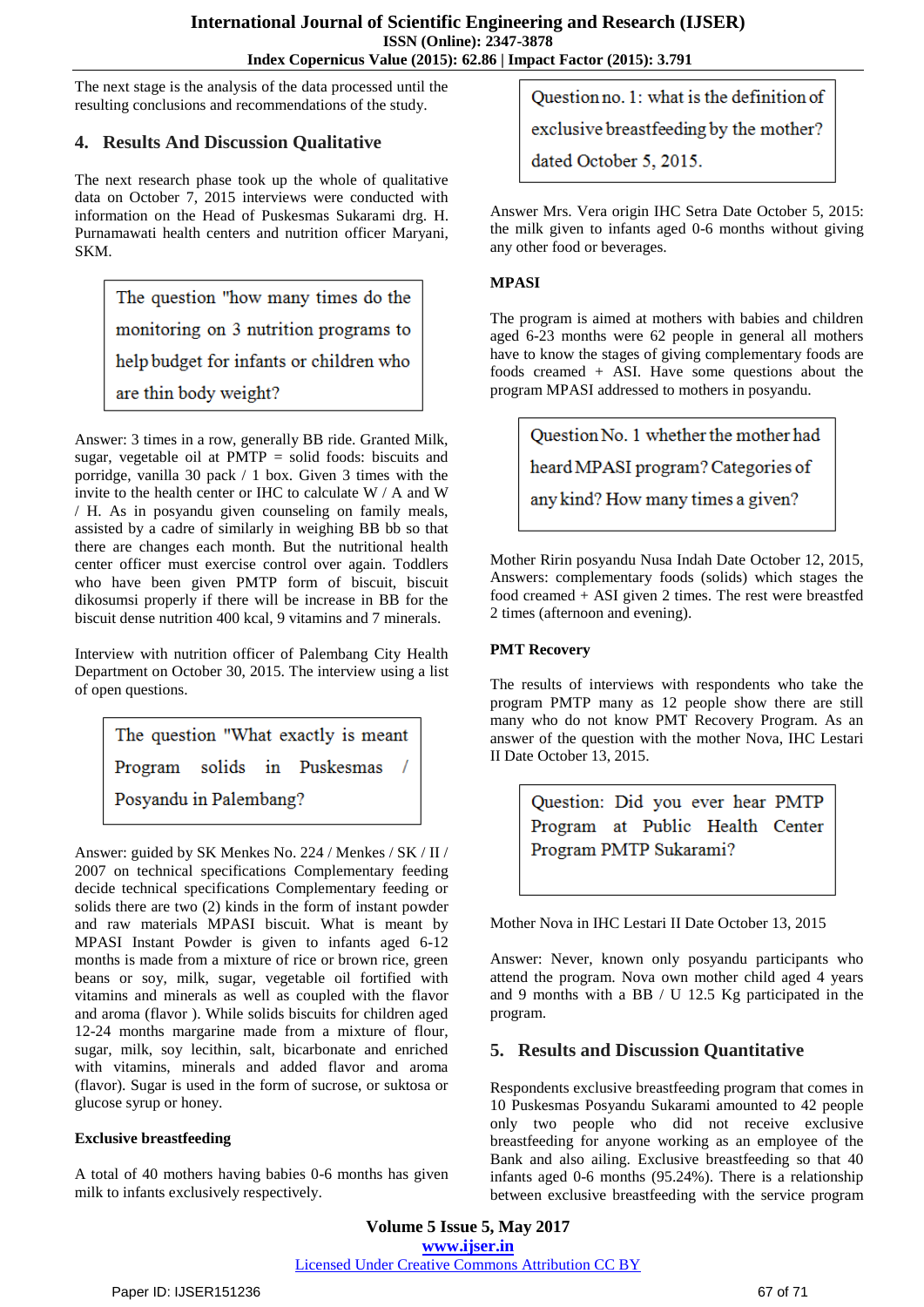The next stage is the analysis of the data processed until the resulting conclusions and recommendations of the study.

## 4. Results And Discussion Qualitative

The next research phase took up the whole of qualitative data on October 7, 2015 interviews were conducted with information on the Head of Puskesmas Sukarami drg. H. Purnamawati health centers and nutrition officer Maryani, SKM.

> The question "how many times do the monitoring on 3 nutrition programs to help budget for infants or children who are thin body weight?

Answer: 3 times in a row, generally BB ride. Granted Milk, sugar, vegetable oil at PMTP = solid foods: biscuits and porridge, vanilla 30 pack / 1 box. Given 3 times with the invite to the health center or IHC to calculate W / A and W / H. As in posyandu given counseling on family meals, assisted by a cadre of similarly in weighing BB bb so that there are changes each month. But the nutritional health center officer must exercise control over again. Toddlers who have been given PMTP form of biscuit, biscuit dikosumsi properly if there will be increase in BB for the biscuit dense nutrition 400 kcal, 9 vitamins and 7 minerals.

Interview with nutrition officer of Palembang City Health Department on October 30, 2015. The interview using a list of open questions.

> The question "What exactly is meant Program solids in Puskesmas / Posyandu in Palembang?

Answer: guided by SK Menkes No. 224 / Menkes / SK / II / 2007 on technical specifications Complementary feeding decide technical specifications Complementary feeding or solids there are two (2) kinds in the form of instant powder and raw materials MPASI biscuit. What is meant by MPASI Instant Powder is given to infants aged 6-12 months is made from a mixture of rice or brown rice, green beans or soy, milk, sugar, vegetable oil fortified with vitamins and minerals as well as coupled with the flavor and aroma (flavor ). While solids biscuits for children aged 12-24 months margarine made from a mixture of flour, sugar, milk, soy lecithin, salt, bicarbonate and enriched with vitamins, minerals and added flavor and aroma (flavor). Sugar is used in the form of sucrose, or suktosa or glucose syrup or honey.

**Exclusive breastfeeding**

A total of 40 mothers having babies 0-6 months has given milk to infants exclusively respectively.

> Question no. 1: what is the definition of exclusive breastfeeding by the mother? dated October 5, 2015.

Answer Mrs. Vera origin IHC Setra Date October 5, 2015: the milk given to infants aged 0-6 months without giving any other food or beverages.

**MPASI**

The program is aimed at mothers with babies and children aged 6-23 months were 62 people in general all mothers have to know the stages of giving complementary foods are foods creamed + ASI. Have some questions about the program MPASI addressed to mothers in posyandu.

> Question No. 1 whether the mother had heard MPASI program? Categories of any kind? How many times a given?

Mother Ririn posyandu Nusa Indah Date October 12, 2015, Answers: complementary foods (solids) which stages the food creamed + ASI given 2 times. The rest were breastfed 2 times (afternoon and evening).

**PMT Recovery**

The results of interviews with respondents who take the program PMTP many as 12 people show there are still many who do not know PMT Recovery Program. As an answer of the question with the mother Nova, IHC Lestari II Date October 13, 2015.

> Question: Did you ever hear PMTP Program at Public Health Center Program PMTP Sukarami?

Mother Nova in IHC Lestari II Date October 13, 2015

Answer: Never, known only posyandu participants who attend the program. Nova own mother child aged 4 years and 9 months with a BB / U 12.5 Kg participated in the program.

## 5. Results and Discussion Quantitative

Respondents exclusive breastfeeding program that comes in 10 Puskesmas Posyandu Sukarami amounted to 42 people only two people who did not receive exclusive breastfeeding for anyone working as an employee of the Bank and also ailing. Exclusive breastfeeding so that 40 infants aged 0-6 months (95.24%). There is a relationship between exclusive breastfeeding with the service program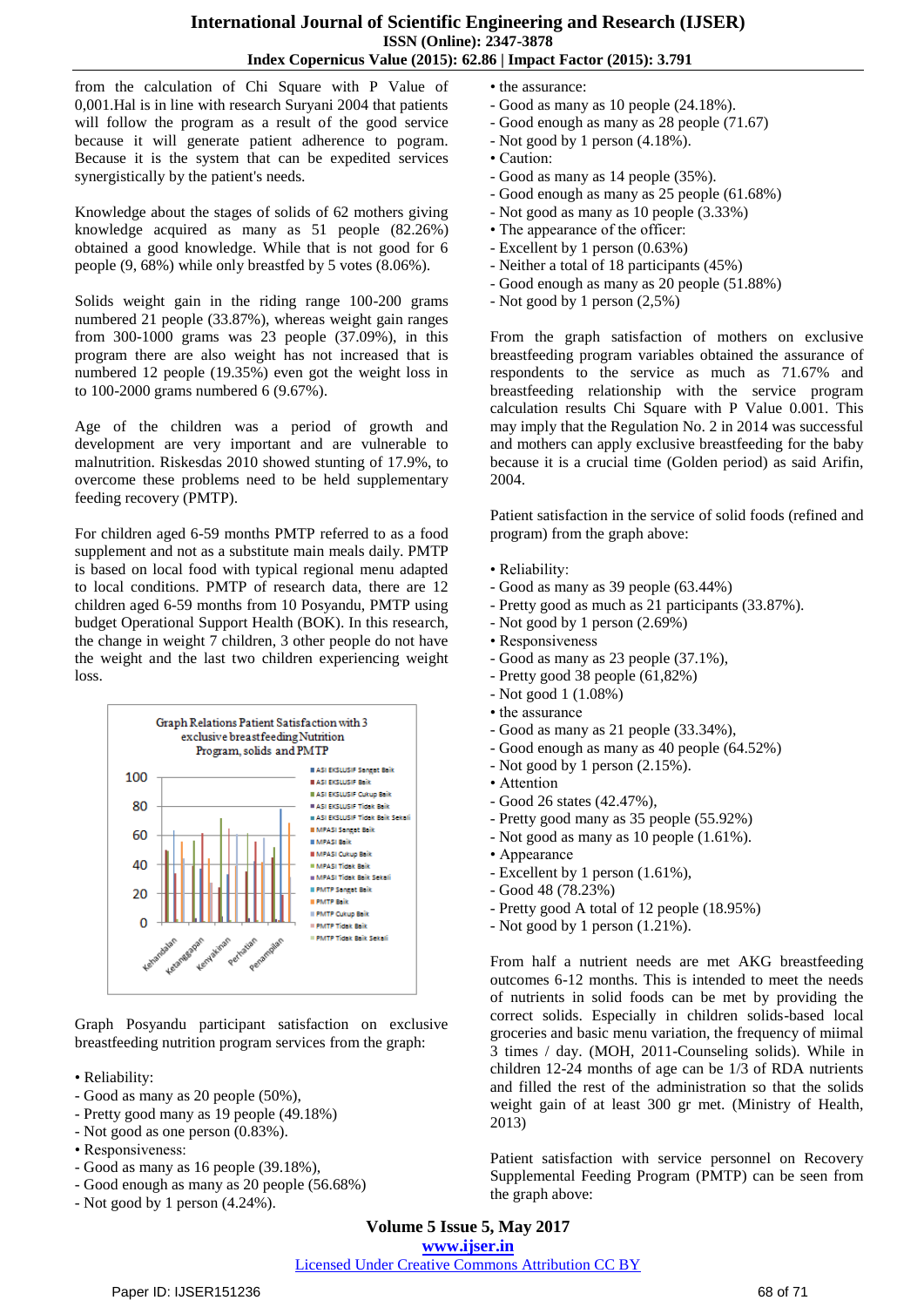from the calculation of Chi Square with P Value of 0,001.Hal is in line with research Suryani 2004 that patients will follow the program as a result of the good service because it will generate patient adherence to pogram. Because it is the system that can be expedited services synergistically by the patient's needs.

Knowledge about the stages of solids of 62 mothers giving knowledge acquired as many as 51 people (82.26%) obtained a good knowledge. While that is not good for 6 people (9, 68%) while only breastfed by 5 votes (8.06%).

Solids weight gain in the riding range 100-200 grams numbered 21 people (33.87%), whereas weight gain ranges from 300-1000 grams was 23 people (37.09%), in this program there are also weight has not increased that is numbered 12 people (19.35%) even got the weight loss in to 100-2000 grams numbered 6 (9.67%).

Age of the children was a period of growth and development are very important and are vulnerable to malnutrition. Riskesdas 2010 showed stunting of 17.9%, to overcome these problems need to be held supplementary feeding recovery (PMTP).

For children aged 6-59 months PMTP referred to as a food supplement and not as a substitute main meals daily. PMTP is based on local food with typical regional menu adapted to local conditions. PMTP of research data, there are 12 children aged 6-59 months from 10 Posyandu, PMTP using budget Operational Support Health (BOK). In this research, the change in weight 7 children, 3 other people do not have the weight and the last two children experiencing weight loss.

Graph Relations Patient Satisfaction with 3 exclusive breastfeeding Nutrition Program, solids and PMTP

100
80
60
40
20
0

Kehandalan
Ketanggapan
Kenyakinan
Perhatian
Penampilan

ASI EKSLUSIF Sangat Baik
ASI EKSLUSIF Baik
ASI EKSLUSIF Cukup Baik
ASI EKSLUSIF Tidak Baik
ASI EKSLUSIF Tidak Baik Sekali
MPASI Sangat Baik
MPASI Baik
MPASI Cukup Baik
MPASI Tidak Baik
MPASI Tidak Baik Sekali
PMTP Sangat Baik
PMTP Baik
PMTP Cukup Baik
PMTP Tidak Baik
PMTP Tidak Baik Sekali

Graph Posyandu participant satisfaction on exclusive breastfeeding nutrition program services from the graph:

- Reliability:
- Good as many as 20 people (50%),
- Pretty good many as 19 people (49.18%)
- Not good as one person (0.83%).
- Responsiveness:
- Good as many as 16 people (39.18%),
- Good enough as many as 20 people (56.68%)
- Not good by 1 person (4.24%).
- the assurance:
- Good as many as 10 people (24.18%).
- Good enough as many as 28 people (71.67)
- Not good by 1 person (4.18%).
- Caution:
- Good as many as 14 people (35%).
- Good enough as many as 25 people (61.68%)
- Not good as many as 10 people (3.33%)
- The appearance of the officer:
- Excellent by 1 person (0.63%)
- Neither a total of 18 participants (45%)
- Good enough as many as 20 people (51.88%)
- Not good by 1 person (2,5%)

From the graph satisfaction of mothers on exclusive breastfeeding program variables obtained the assurance of respondents to the service as much as 71.67% and breastfeeding relationship with the service program calculation results Chi Square with P Value 0.001. This may imply that the Regulation No. 2 in 2014 was successful and mothers can apply exclusive breastfeeding for the baby because it is a crucial time (Golden period) as said Arifin, 2004.

Patient satisfaction in the service of solid foods (refined and program) from the graph above:

- Reliability:
- Good as many as 39 people (63.44%)
- Pretty good as much as 21 participants (33.87%).
- Not good by 1 person (2.69%)
- Responsiveness
- Good as many as 23 people (37.1%),
- Pretty good 38 people (61,82%)
- Not good 1 (1.08%)
- the assurance
- Good as many as 21 people (33.34%),
- Good enough as many as 40 people (64.52%)
- Not good by 1 person (2.15%).
- Attention
- Good 26 states (42.47%),
- Pretty good many as 35 people (55.92%)
- Not good as many as 10 people (1.61%).
- Appearance
- Excellent by 1 person (1.61%),
- Good 48 (78.23%)
- Pretty good A total of 12 people (18.95%)
- Not good by 1 person (1.21%).

From half a nutrient needs are met AKG breastfeeding outcomes 6-12 months. This is intended to meet the needs of nutrients in solid foods can be met by providing the correct solids. Especially in children solids-based local groceries and basic menu variation, the frequency of miimal 3 times / day. (MOH, 2011-Counseling solids). While in children 12-24 months of age can be 1/3 of RDA nutrients and filled the rest of the administration so that the solids weight gain of at least 300 gr met. (Ministry of Health, 2013)

Patient satisfaction with service personnel on Recovery Supplemental Feeding Program (PMTP) can be seen from the graph above: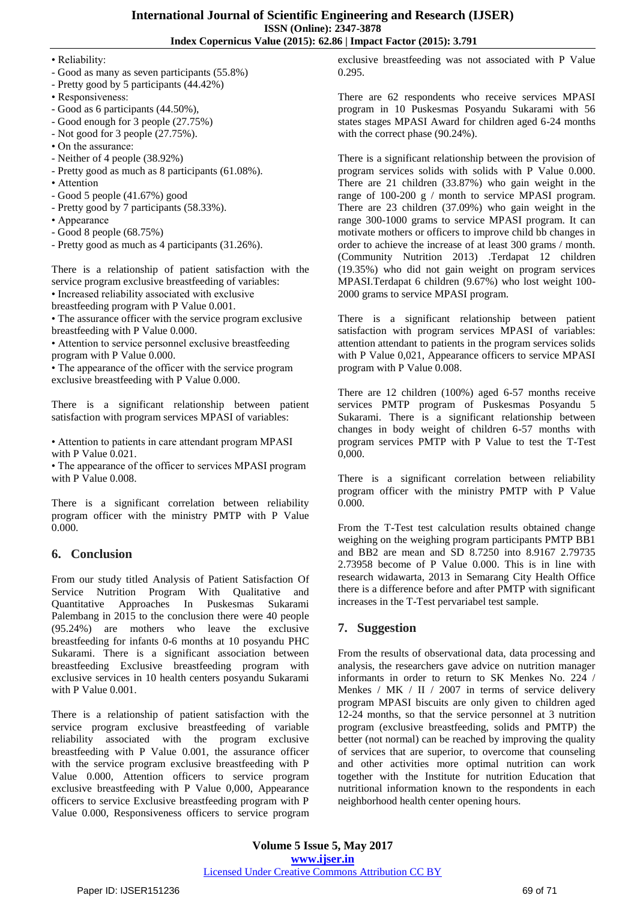- Reliability:
- Good as many as seven participants (55.8%)
- Pretty good by 5 participants (44.42%)
- Responsiveness:
- Good as 6 participants (44.50%),
- Good enough for 3 people (27.75%)
- Not good for 3 people (27.75%).
- On the assurance:
- Neither of 4 people (38.92%)
- Pretty good as much as 8 participants (61.08%).
- Attention
- Good 5 people (41.67%) good
- Pretty good by 7 participants (58.33%).
- Appearance
- Good 8 people (68.75%)
- Pretty good as much as 4 participants (31.26%).

There is a relationship of patient satisfaction with the service program exclusive breastfeeding of variables:

- Increased reliability associated with exclusive breastfeeding program with P Value 0.001.
- The assurance officer with the service program exclusive breastfeeding with P Value 0.000.
- Attention to service personnel exclusive breastfeeding program with P Value 0.000.
- The appearance of the officer with the service program exclusive breastfeeding with P Value 0.000.

There is a significant relationship between patient satisfaction with program services MPASI of variables:

- Attention to patients in care attendant program MPASI with P Value 0.021.
- The appearance of the officer to services MPASI program with P Value 0.008.

There is a significant correlation between reliability program officer with the ministry PMTP with P Value 0.000.

## 6. Conclusion

From our study titled Analysis of Patient Satisfaction Of Service Nutrition Program With Qualitative and Quantitative Approaches In Puskesmas Sukarami Palembang in 2015 to the conclusion there were 40 people (95.24%) are mothers who leave the exclusive breastfeeding for infants 0-6 months at 10 posyandu PHC Sukarami. There is a significant association between breastfeeding Exclusive breastfeeding program with exclusive services in 10 health centers posyandu Sukarami with P Value 0.001.

There is a relationship of patient satisfaction with the service program exclusive breastfeeding of variable reliability associated with the program exclusive breastfeeding with P Value 0.001, the assurance officer with the service program exclusive breastfeeding with P Value 0.000, Attention officers to service program exclusive breastfeeding with P Value 0,000, Appearance officers to service Exclusive breastfeeding program with P Value 0.000, Responsiveness officers to service program exclusive breastfeeding was not associated with P Value 0.295.

There are 62 respondents who receive services MPASI program in 10 Puskesmas Posyandu Sukarami with 56 states stages MPASI Award for children aged 6-24 months with the correct phase (90.24%).

There is a significant relationship between the provision of program services solids with solids with P Value 0.000. There are 21 children (33.87%) who gain weight in the range of 100-200 g / month to service MPASI program. There are 23 children (37.09%) who gain weight in the range 300-1000 grams to service MPASI program. It can motivate mothers or officers to improve child bb changes in order to achieve the increase of at least 300 grams / month. (Community Nutrition 2013) .Terdapat 12 children (19.35%) who did not gain weight on program services MPASI.Terdapat 6 children (9.67%) who lost weight 100-2000 grams to service MPASI program.

There is a significant relationship between patient satisfaction with program services MPASI of variables: attention attendant to patients in the program services solids with P Value 0,021, Appearance officers to service MPASI program with P Value 0.008.

There are 12 children (100%) aged 6-57 months receive services PMTP program of Puskesmas Posyandu 5 Sukarami. There is a significant relationship between changes in body weight of children 6-57 months with program services PMTP with P Value to test the T-Test 0,000.

There is a significant correlation between reliability program officer with the ministry PMTP with P Value 0.000.

From the T-Test test calculation results obtained change weighing on the weighing program participants PMTP BB1 and BB2 are mean and SD 8.7250 into 8.9167 2.79735 2.73958 become of P Value 0.000. This is in line with research widawarta, 2013 in Semarang City Health Office there is a difference before and after PMTP with significant increases in the T-Test pervariabel test sample.

## 7. Suggestion

From the results of observational data, data processing and analysis, the researchers gave advice on nutrition manager informants in order to return to SK Menkes No. 224 / Menkes / MK / II / 2007 in terms of service delivery program MPASI biscuits are only given to children aged 12-24 months, so that the service personnel at 3 nutrition program (exclusive breastfeeding, solids and PMTP) the better (not normal) can be reached by improving the quality of services that are superior, to overcome that counseling and other activities more optimal nutrition can work together with the Institute for nutrition Education that nutritional information known to the respondents in each neighborhood health center opening hours.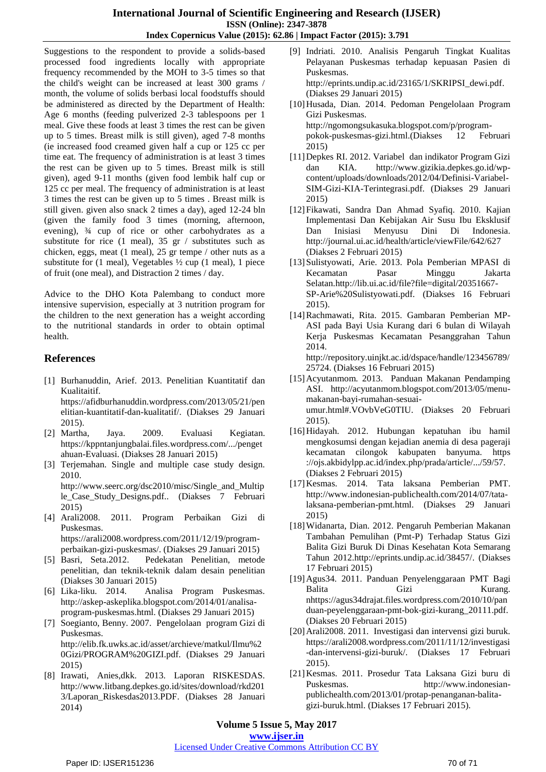Suggestions to the respondent to provide a solids-based processed food ingredients locally with appropriate frequency recommended by the MOH to 3-5 times so that the child's weight can be increased at least 300 grams / month, the volume of solids berbasi local foodstuffs should be administered as directed by the Department of Health: Age 6 months (feeding pulverized 2-3 tablespoons per 1 meal. Give these foods at least 3 times the rest can be given up to 5 times. Breast milk is still given), aged 7-8 months (ie increased food creamed given half a cup or 125 cc per time eat. The frequency of administration is at least 3 times the rest can be given up to 5 times. Breast milk is still given), aged 9-11 months (given food lembik half cup or 125 cc per meal. The frequency of administration is at least 3 times the rest can be given up to 5 times . Breast milk is still given. given also snack 2 times a day), aged 12-24 bln (given the family food 3 times (morning, afternoon, evening), ¾ cup of rice or other carbohydrates as a substitute for rice (1 meal), 35 gr / substitutes such as chicken, eggs, meat (1 meal), 25 gr tempe / other nuts as a substitute for (1 meal), Vegetables ½ cup (1 meal), 1 piece of fruit (one meal), and Distraction 2 times / day.

Advice to the DHO Kota Palembang to conduct more intensive supervision, especially at 3 nutrition program for the children to the next generation has a weight according to the nutritional standards in order to obtain optimal health.

## References

[1] Burhanuddin, Arief. 2013. Penelitian Kuantitatif dan Kualitaitif. https://afidburhanuddin.wordpress.com/2013/05/21/penelitian-kuantitatif-dan-kualitatif/. (Diakses 29 Januari 2015).

[2] Martha, Jaya. 2009. Evaluasi Kegiatan. https://kppntanjungbalai.files.wordpress.com/.../pengetahuan-Evaluasi. (Diakses 28 Januari 2015)

[3] Terjemahan. Single and multiple case study design. 2010. http://www.seerc.org/dsc2010/misc/Single_and_Multiple_Case_Study_Designs.pdf.. (Diakses 7 Februari 2015)

[4] Arali2008. 2011. Program Perbaikan Gizi di Puskesmas. https://arali2008.wordpress.com/2011/12/19/program-perbaikan-gizi-puskesmas/. (Diakses 29 Januari 2015)

[5] Basri, Seta.2012. Pedekatan Penelitian, metode penelitian, dan teknik-teknik dalam desain penelitian (Diakses 30 Januari 2015)

[6] Lika-liku. 2014. Analisa Program Puskesmas. http://askep-askeplika.blogspot.com/2014/01/analisa-program-puskesmas.html. (Diakses 29 Januari 2015)

[7] Soegianto, Benny. 2007. Pengelolaan program Gizi di Puskesmas. http://elib.fk.uwks.ac.id/asset/archieve/matkul/Ilmu%20Gizi/PROGRAM%20GIZI.pdf. (Diakses 29 Januari 2015)

[8] Irawati, Anies,dkk. 2013. Laporan RISKESDAS. http://www.litbang.depkes.go.id/sites/download/rkd2013/Laporan_Riskesdas2013.PDF. (Diakses 28 Januari 2014)

[9] Indriati. 2010. Analisis Pengaruh Tingkat Kualitas Pelayanan Puskesmas terhadap kepuasan Pasien di Puskesmas. http://eprints.undip.ac.id/23165/1/SKRIPSI_dewi.pdf. (Diakses 29 Januari 2015)

[10] Husada, Dian. 2014. Pedoman Pengelolaan Program Gizi Puskesmas. http://ngomongsukasuka.blogspot.com/p/program-pokok-puskesmas-gizi.html.(Diakses 12 Februari 2015)

[11] Depkes RI. 2012. Variabel dan indikator Program Gizi dan KIA. http://www.gizikia.depkes.go.id/wp-content/uploads/downloads/2012/04/Definisi-Variabel-SIM-Gizi-KIA-Terintegrasi.pdf. (Diakses 29 Januari 2015)

[12] Fikawati, Sandra Dan Ahmad Syafiq. 2010. Kajian Implementasi Dan Kebijakan Air Susu Ibu Eksklusif Dan Inisiasi Menyusu Dini Di Indonesia. http://journal.ui.ac.id/health/article/viewFile/642/627 (Diakses 2 Februari 2015)

[13] Sulistyowati, Arie. 2013. Pola Pemberian MPASI di Kecamatan Pasar Minggu Jakarta Selatan.http://lib.ui.ac.id/file?file=digital/20351667-SP-Arie%20Sulistyowati.pdf. (Diakses 16 Februari 2015).

[14] Rachmawati, Rita. 2015. Gambaran Pemberian MP-ASI pada Bayi Usia Kurang dari 6 bulan di Wilayah Kerja Puskesmas Kecamatan Pesanggrahan Tahun 2014. http://repository.uinjkt.ac.id/dspace/handle/123456789/25724. (Diakses 16 Februari 2015)

[15] Acyutanmom. 2013. Panduan Makanan Pendamping ASI. http://acyutanmom.blogspot.com/2013/05/menu-makanan-bayi-rumahan-sesuai-umur.html#.VOvbVeG0TIU. (Diakses 20 Februari 2015).

[16] Hidayah. 2012. Hubungan kepatuhan ibu hamil mengkosumsi dengan kejadian anemia di desa pageraji kecamatan cilongok kabupaten banyuma. https ://ojs.akbidylpp.ac.id/index.php/prada/article/.../59/57. (Diakses 2 Februari 2015)

[17] Kesmas. 2014. Tata laksana Pemberian PMT. http://www.indonesian-publichealth.com/2014/07/tata-laksana-pemberian-pmt.html. (Diakses 29 Januari 2015)

[18] Widanarta, Dian. 2012. Pengaruh Pemberian Makanan Tambahan Pemulihan (Pmt-P) Terhadap Status Gizi Balita Gizi Buruk Di Dinas Kesehatan Kota Semarang Tahun 2012.http://eprints.undip.ac.id/38457/. (Diakses 17 Februari 2015)

[19] Agus34. 2011. Panduan Penyelenggaraan PMT Bagi Balita Gizi Kurang. nhttps://agus34drajat.files.wordpress.com/2010/10/panduan-peyelenggaraan-pmt-bok-gizi-kurang_20111.pdf. (Diakses 20 Februari 2015)

[20] Arali2008. 2011. Investigasi dan intervensi gizi buruk. https://arali2008.wordpress.com/2011/11/12/investigasi-dan-intervensi-gizi-buruk/. (Diakses 17 Februari 2015).

[21] Kesmas. 2011. Prosedur Tata Laksana Gizi buru di Puskesmas. http://www.indonesian-publichealth.com/2013/01/protap-penanganan-balita-gizi-buruk.html. (Diakses 17 Februari 2015).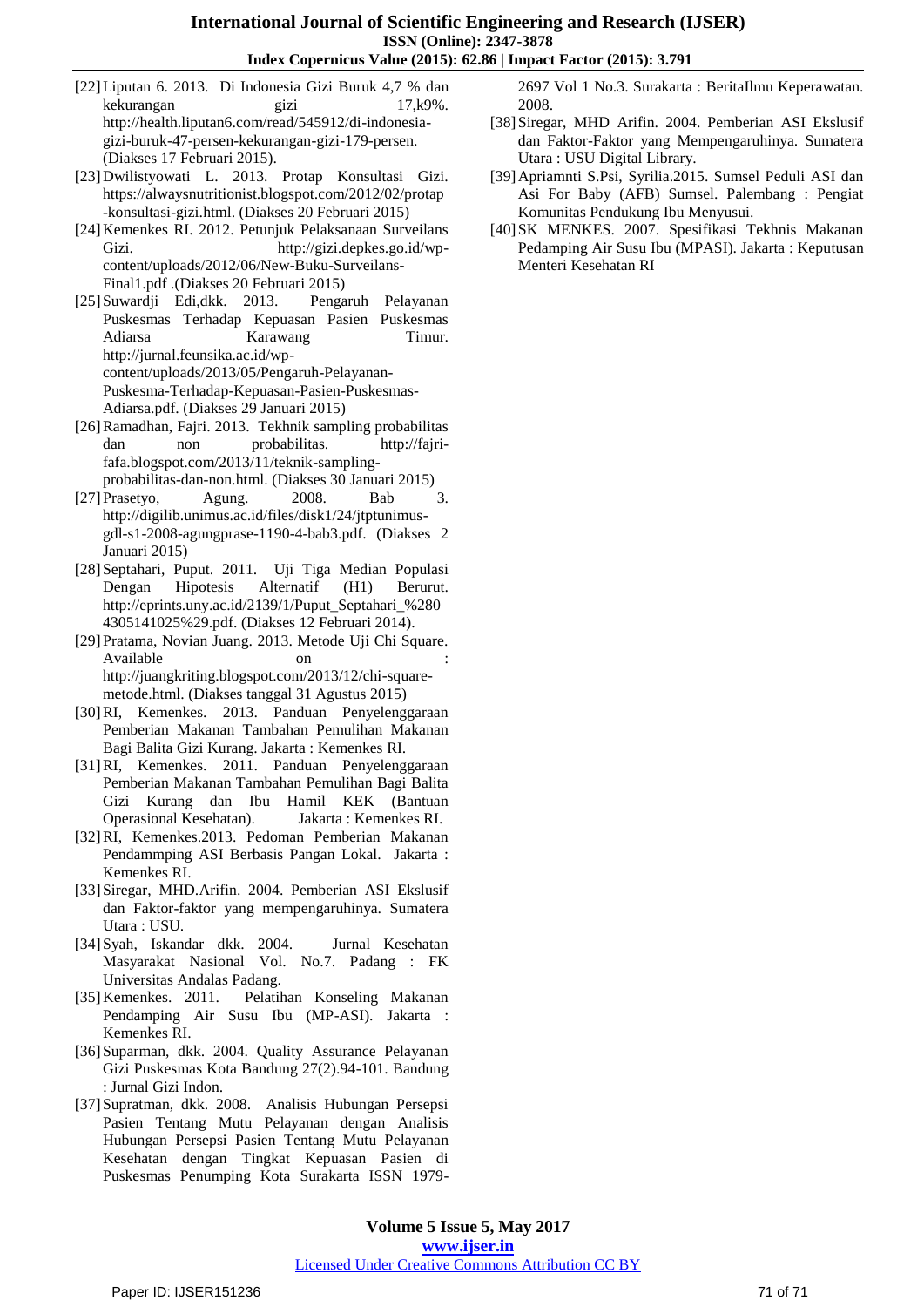[22] Liputan 6. 2013. Di Indonesia Gizi Buruk 4,7 % dan kekurangan gizi 17,k9%. http://health.liputan6.com/read/545912/di-indonesia-gizi-buruk-47-persen-kekurangan-gizi-179-persen. (Diakses 17 Februari 2015).

[23] Dwilistyowati L. 2013. Protap Konsultasi Gizi. https://alwaysnutritionist.blogspot.com/2012/02/protap-konsultasi-gizi.html. (Diakses 20 Februari 2015)

[24] Kemenkes RI. 2012. Petunjuk Pelaksanaan Surveilans Gizi. http://gizi.depkes.go.id/wp-content/uploads/2012/06/New-Buku-Surveilans-Final1.pdf .(Diakses 20 Februari 2015)

[25] Suwardji Edi,dkk. 2013. Pengaruh Pelayanan Puskesmas Terhadap Kepuasan Pasien Puskesmas Adiarsa Karawang Timur. http://jurnal.feunsika.ac.id/wp-content/uploads/2013/05/Pengaruh-Pelayanan-Puskesma-Terhadap-Kepuasan-Pasien-Puskesmas-Adiarsa.pdf. (Diakses 29 Januari 2015)

[26] Ramadhan, Fajri. 2013. Tekhnik sampling probabilitas dan non probabilitas. http://fajri-fafa.blogspot.com/2013/11/teknik-sampling-probabilitas-dan-non.html. (Diakses 30 Januari 2015)

[27] Prasetyo, Agung. 2008. Bab 3. http://digilib.unimus.ac.id/files/disk1/24/jtptunimus-gdl-s1-2008-agungprase-1190-4-bab3.pdf. (Diakses 2 Januari 2015)

[28] Septahari, Puput. 2011. Uji Tiga Median Populasi Dengan Hipotesis Alternatif (H1) Berurut. http://eprints.uny.ac.id/2139/1/Puput_Septahari_%2804305141025%29.pdf. (Diakses 12 Februari 2014).

[29] Pratama, Novian Juang. 2013. Metode Uji Chi Square. Available on : http://juangkriting.blogspot.com/2013/12/chi-square-metode.html. (Diakses tanggal 31 Agustus 2015)

[30] RI, Kemenkes. 2013. Panduan Penyelenggaraan Pemberian Makanan Tambahan Pemulihan Makanan Bagi Balita Gizi Kurang. Jakarta : Kemenkes RI.

[31] RI, Kemenkes. 2011. Panduan Penyelenggaraan Pemberian Makanan Tambahan Pemulihan Bagi Balita Gizi Kurang dan Ibu Hamil KEK (Bantuan Operasional Kesehatan). Jakarta : Kemenkes RI.

[32] RI, Kemenkes.2013. Pedoman Pemberian Makanan Pendammping ASI Berbasis Pangan Lokal. Jakarta : Kemenkes RI.

[33] Siregar, MHD.Arifin. 2004. Pemberian ASI Ekslusif dan Faktor-faktor yang mempengaruhinya. Sumatera Utara : USU.

[34] Syah, Iskandar dkk. 2004. Jurnal Kesehatan Masyarakat Nasional Vol. No.7. Padang : FK Universitas Andalas Padang.

[35] Kemenkes. 2011. Pelatihan Konseling Makanan Pendamping Air Susu Ibu (MP-ASI). Jakarta : Kemenkes RI.

[36] Suparman, dkk. 2004. Quality Assurance Pelayanan Gizi Puskesmas Kota Bandung 27(2).94-101. Bandung : Jurnal Gizi Indon.

[37] Supratman, dkk. 2008. Analisis Hubungan Persepsi Pasien Tentang Mutu Pelayanan dengan Analisis Hubungan Persepsi Pasien Tentang Mutu Pelayanan Kesehatan dengan Tingkat Kepuasan Pasien di Puskesmas Penumping Kota Surakarta ISSN 1979-2697 Vol 1 No.3. Surakarta : BeritaIlmu Keperawatan. 2008.

[38] Siregar, MHD Arifin. 2004. Pemberian ASI Ekslusif dan Faktor-Faktor yang Mempengaruhinya. Sumatera Utara : USU Digital Library.

[39] Apriamnti S.Psi, Syrilia.2015. Sumsel Peduli ASI dan Asi For Baby (AFB) Sumsel. Palembang : Pengiat Komunitas Pendukung Ibu Menyusui.

[40] SK MENKES. 2007. Spesifikasi Tekhnis Makanan Pedamping Air Susu Ibu (MPASI). Jakarta : Keputusan Menteri Kesehatan RI